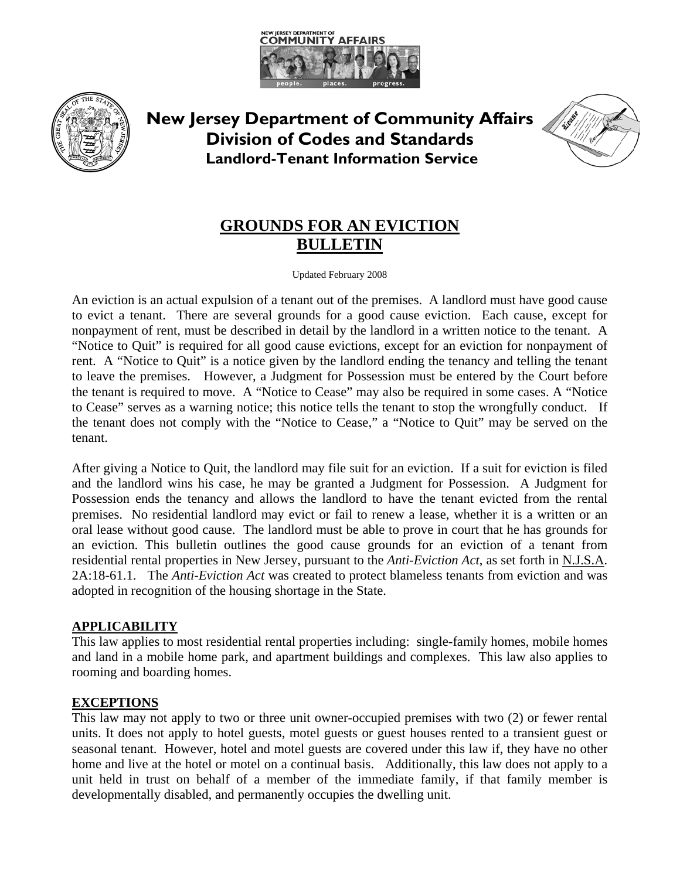# New Jersey Department of Community Affairs
## Division of Codes and Standards
### Landlord-Tenant Information Service

## GROUNDS FOR AN EVICTION BULLETIN

Updated February 2008

An eviction is an actual expulsion of a tenant out of the premises. A landlord must have good cause to evict a tenant. There are several grounds for a good cause eviction. Each cause, except for nonpayment of rent, must be described in detail by the landlord in a written notice to the tenant. A "Notice to Quit" is required for all good cause evictions, except for an eviction for nonpayment of rent. A "Notice to Quit" is a notice given by the landlord ending the tenancy and telling the tenant to leave the premises. However, a Judgment for Possession must be entered by the Court before the tenant is required to move. A "Notice to Cease" may also be required in some cases. A "Notice to Cease" serves as a warning notice; this notice tells the tenant to stop the wrongfully conduct. If the tenant does not comply with the "Notice to Cease," a "Notice to Quit" may be served on the tenant.

After giving a Notice to Quit, the landlord may file suit for an eviction. If a suit for eviction is filed and the landlord wins his case, he may be granted a Judgment for Possession. A Judgment for Possession ends the tenancy and allows the landlord to have the tenant evicted from the rental premises. No residential landlord may evict or fail to renew a lease, whether it is a written or an oral lease without good cause. The landlord must be able to prove in court that he has grounds for an eviction. This bulletin outlines the good cause grounds for an eviction of a tenant from residential rental properties in New Jersey, pursuant to the *Anti-Eviction Act*, as set forth in N.J.S.A. 2A:18-61.1. The *Anti-Eviction Act* was created to protect blameless tenants from eviction and was adopted in recognition of the housing shortage in the State.

**APPLICABILITY**

This law applies to most residential rental properties including: single-family homes, mobile homes and land in a mobile home park, and apartment buildings and complexes. This law also applies to rooming and boarding homes.

**EXCEPTIONS**

This law may not apply to two or three unit owner-occupied premises with two (2) or fewer rental units. It does not apply to hotel guests, motel guests or guest houses rented to a transient guest or seasonal tenant. However, hotel and motel guests are covered under this law if, they have no other home and live at the hotel or motel on a continual basis. Additionally, this law does not apply to a unit held in trust on behalf of a member of the immediate family, if that family member is developmentally disabled, and permanently occupies the dwelling unit.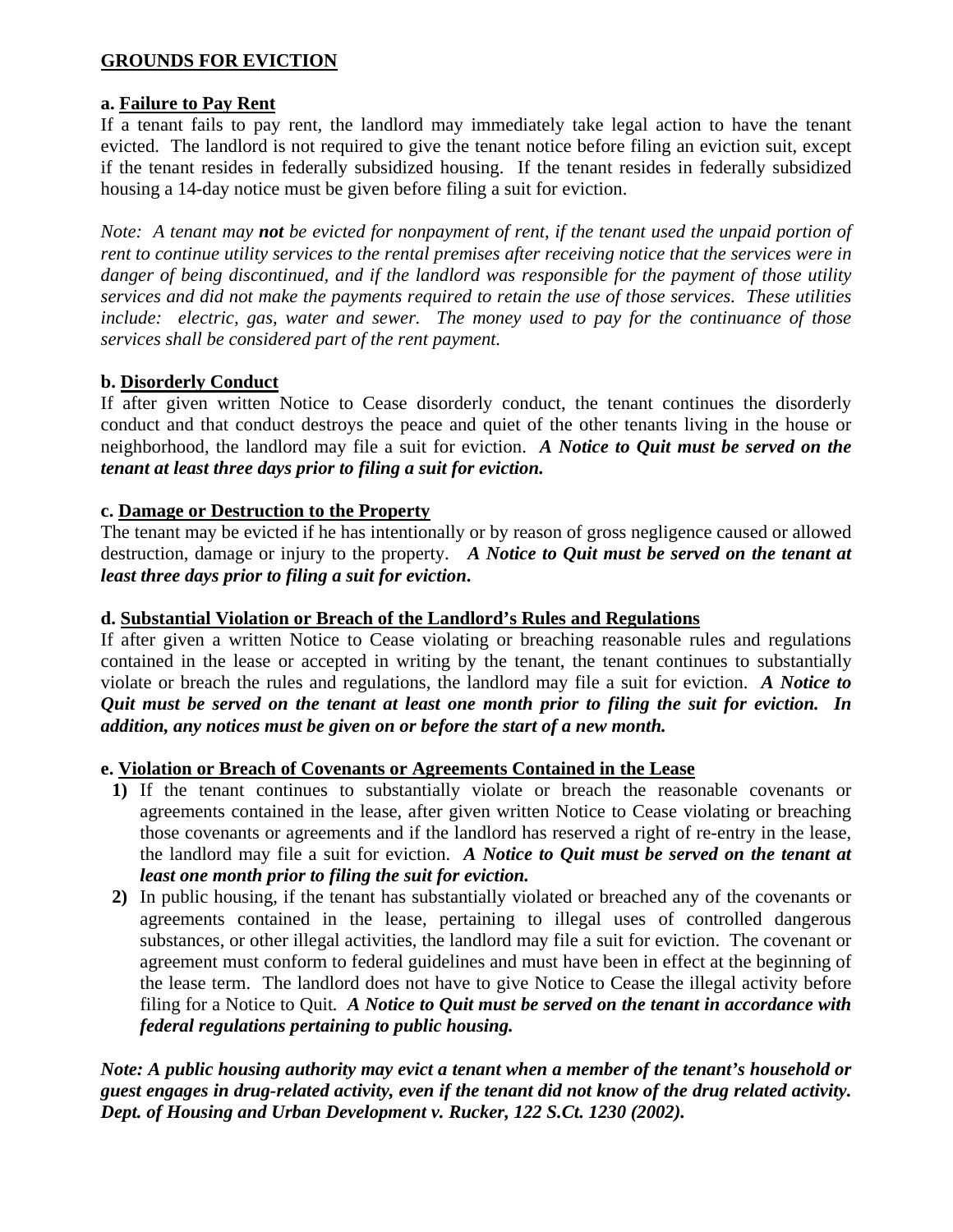## GROUNDS FOR EVICTION

### a. Failure to Pay Rent

If a tenant fails to pay rent, the landlord may immediately take legal action to have the tenant evicted. The landlord is not required to give the tenant notice before filing an eviction suit, except if the tenant resides in federally subsidized housing. If the tenant resides in federally subsidized housing a 14-day notice must be given before filing a suit for eviction.

*Note: A tenant may **not** be evicted for nonpayment of rent, if the tenant used the unpaid portion of rent to continue utility services to the rental premises after receiving notice that the services were in danger of being discontinued, and if the landlord was responsible for the payment of those utility services and did not make the payments required to retain the use of those services. These utilities include: electric, gas, water and sewer. The money used to pay for the continuance of those services shall be considered part of the rent payment.*

### b. Disorderly Conduct

If after given written Notice to Cease disorderly conduct, the tenant continues the disorderly conduct and that conduct destroys the peace and quiet of the other tenants living in the house or neighborhood, the landlord may file a suit for eviction. ***A Notice to Quit must be served on the tenant at least three days prior to filing a suit for eviction.***

### c. Damage or Destruction to the Property

The tenant may be evicted if he has intentionally or by reason of gross negligence caused or allowed destruction, damage or injury to the property. ***A Notice to Quit must be served on the tenant at least three days prior to filing a suit for eviction.***

### d. Substantial Violation or Breach of the Landlord's Rules and Regulations

If after given a written Notice to Cease violating or breaching reasonable rules and regulations contained in the lease or accepted in writing by the tenant, the tenant continues to substantially violate or breach the rules and regulations, the landlord may file a suit for eviction. ***A Notice to Quit must be served on the tenant at least one month prior to filing the suit for eviction. In addition, any notices must be given on or before the start of a new month.***

### e. Violation or Breach of Covenants or Agreements Contained in the Lease

1) If the tenant continues to substantially violate or breach the reasonable covenants or agreements contained in the lease, after given written Notice to Cease violating or breaching those covenants or agreements and if the landlord has reserved a right of re-entry in the lease, the landlord may file a suit for eviction. ***A Notice to Quit must be served on the tenant at least one month prior to filing the suit for eviction.***
2) In public housing, if the tenant has substantially violated or breached any of the covenants or agreements contained in the lease, pertaining to illegal uses of controlled dangerous substances, or other illegal activities, the landlord may file a suit for eviction. The covenant or agreement must conform to federal guidelines and must have been in effect at the beginning of the lease term. The landlord does not have to give Notice to Cease the illegal activity before filing for a Notice to Quit. ***A Notice to Quit must be served on the tenant in accordance with federal regulations pertaining to public housing.***

***Note: A public housing authority may evict a tenant when a member of the tenant's household or guest engages in drug-related activity, even if the tenant did not know of the drug related activity. Dept. of Housing and Urban Development v. Rucker, 122 S.Ct. 1230 (2002).***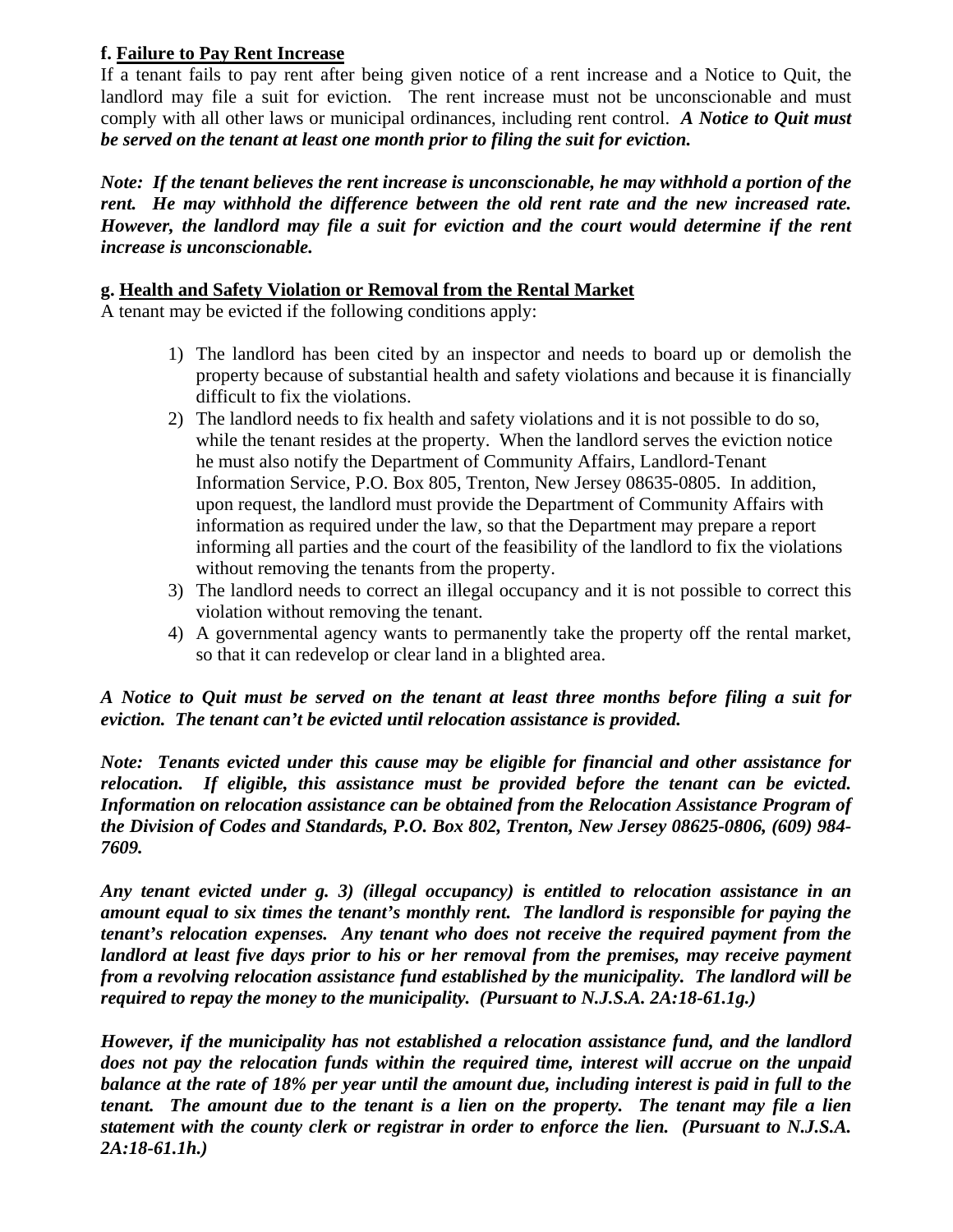**f. <u>Failure to Pay Rent Increase</u>**

If a tenant fails to pay rent after being given notice of a rent increase and a Notice to Quit, the landlord may file a suit for eviction. The rent increase must not be unconscionable and must comply with all other laws or municipal ordinances, including rent control. ***A Notice to Quit must be served on the tenant at least one month prior to filing the suit for eviction.***

***Note: If the tenant believes the rent increase is unconscionable, he may withhold a portion of the rent. He may withhold the difference between the old rent rate and the new increased rate. However, the landlord may file a suit for eviction and the court would determine if the rent increase is unconscionable.***

**g. <u>Health and Safety Violation or Removal from the Rental Market</u>**

A tenant may be evicted if the following conditions apply:

1) The landlord has been cited by an inspector and needs to board up or demolish the property because of substantial health and safety violations and because it is financially difficult to fix the violations.
2) The landlord needs to fix health and safety violations and it is not possible to do so, while the tenant resides at the property. When the landlord serves the eviction notice he must also notify the Department of Community Affairs, Landlord-Tenant Information Service, P.O. Box 805, Trenton, New Jersey 08635-0805. In addition, upon request, the landlord must provide the Department of Community Affairs with information as required under the law, so that the Department may prepare a report informing all parties and the court of the feasibility of the landlord to fix the violations without removing the tenants from the property.
3) The landlord needs to correct an illegal occupancy and it is not possible to correct this violation without removing the tenant.
4) A governmental agency wants to permanently take the property off the rental market, so that it can redevelop or clear land in a blighted area.

***A Notice to Quit must be served on the tenant at least three months before filing a suit for eviction. The tenant can't be evicted until relocation assistance is provided.***

***Note: Tenants evicted under this cause may be eligible for financial and other assistance for relocation. If eligible, this assistance must be provided before the tenant can be evicted. Information on relocation assistance can be obtained from the Relocation Assistance Program of the Division of Codes and Standards, P.O. Box 802, Trenton, New Jersey 08625-0806, (609) 984-7609.***

***Any tenant evicted under g. 3) (illegal occupancy) is entitled to relocation assistance in an amount equal to six times the tenant's monthly rent. The landlord is responsible for paying the tenant's relocation expenses. Any tenant who does not receive the required payment from the landlord at least five days prior to his or her removal from the premises, may receive payment from a revolving relocation assistance fund established by the municipality. The landlord will be required to repay the money to the municipality. (Pursuant to N.J.S.A. 2A:18-61.1g.)***

***However, if the municipality has not established a relocation assistance fund, and the landlord does not pay the relocation funds within the required time, interest will accrue on the unpaid balance at the rate of 18% per year until the amount due, including interest is paid in full to the tenant. The amount due to the tenant is a lien on the property. The tenant may file a lien statement with the county clerk or registrar in order to enforce the lien. (Pursuant to N.J.S.A. 2A:18-61.1h.)***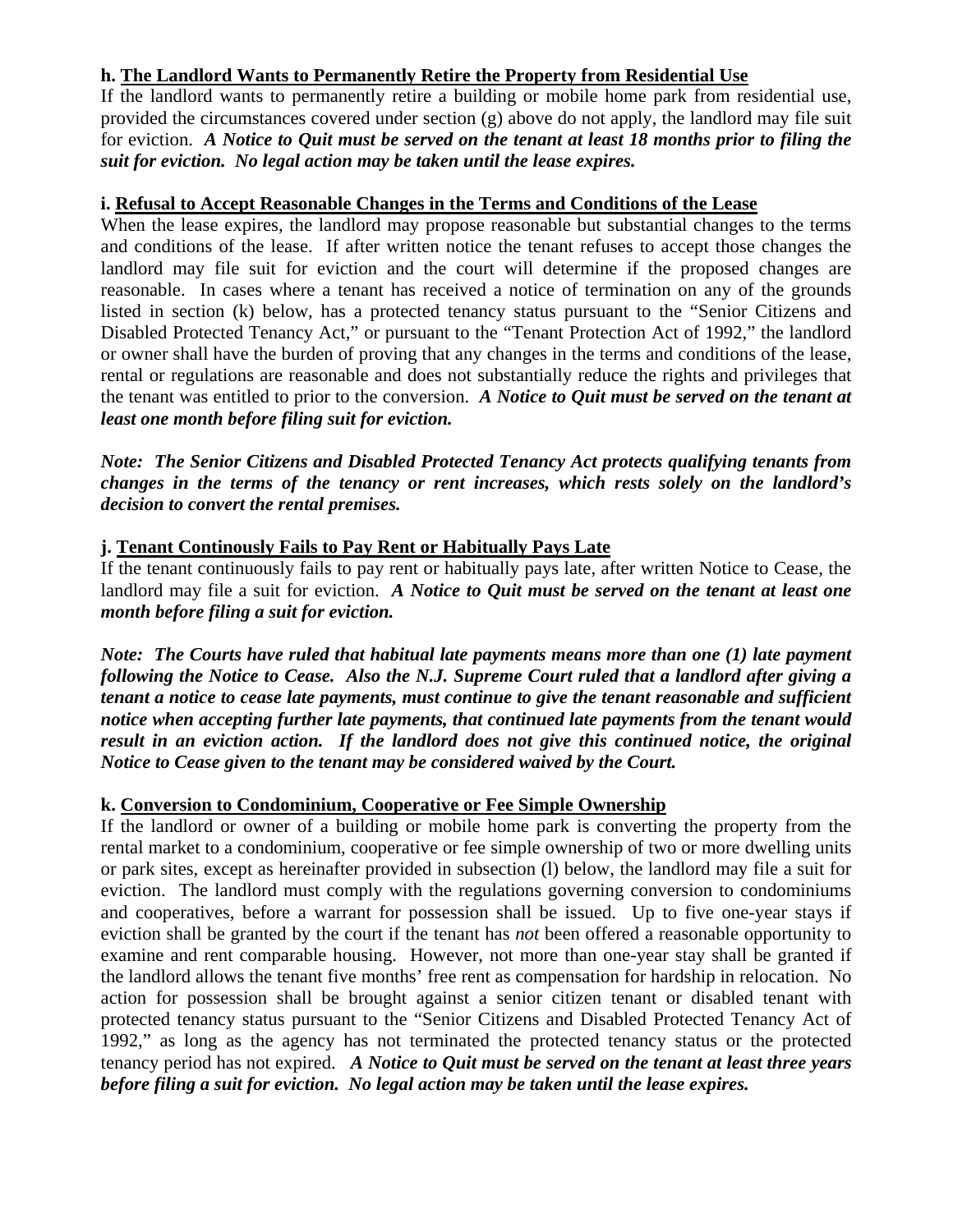**h. <u>The Landlord Wants to Permanently Retire the Property from Residential Use</u>**

If the landlord wants to permanently retire a building or mobile home park from residential use, provided the circumstances covered under section (g) above do not apply, the landlord may file suit for eviction. ***A Notice to Quit must be served on the tenant at least 18 months prior to filing the suit for eviction. No legal action may be taken until the lease expires.***

**i. <u>Refusal to Accept Reasonable Changes in the Terms and Conditions of the Lease</u>**

When the lease expires, the landlord may propose reasonable but substantial changes to the terms and conditions of the lease. If after written notice the tenant refuses to accept those changes the landlord may file suit for eviction and the court will determine if the proposed changes are reasonable. In cases where a tenant has received a notice of termination on any of the grounds listed in section (k) below, has a protected tenancy status pursuant to the "Senior Citizens and Disabled Protected Tenancy Act," or pursuant to the "Tenant Protection Act of 1992," the landlord or owner shall have the burden of proving that any changes in the terms and conditions of the lease, rental or regulations are reasonable and does not substantially reduce the rights and privileges that the tenant was entitled to prior to the conversion. ***A Notice to Quit must be served on the tenant at least one month before filing suit for eviction.***

***Note: The Senior Citizens and Disabled Protected Tenancy Act protects qualifying tenants from changes in the terms of the tenancy or rent increases, which rests solely on the landlord's decision to convert the rental premises.***

**j. <u>Tenant Continously Fails to Pay Rent or Habitually Pays Late</u>**

If the tenant continuously fails to pay rent or habitually pays late, after written Notice to Cease, the landlord may file a suit for eviction. ***A Notice to Quit must be served on the tenant at least one month before filing a suit for eviction.***

***Note: The Courts have ruled that habitual late payments means more than one (1) late payment following the Notice to Cease. Also the N.J. Supreme Court ruled that a landlord after giving a tenant a notice to cease late payments, must continue to give the tenant reasonable and sufficient notice when accepting further late payments, that continued late payments from the tenant would result in an eviction action. If the landlord does not give this continued notice, the original Notice to Cease given to the tenant may be considered waived by the Court.***

**k. <u>Conversion to Condominium, Cooperative or Fee Simple Ownership</u>**

If the landlord or owner of a building or mobile home park is converting the property from the rental market to a condominium, cooperative or fee simple ownership of two or more dwelling units or park sites, except as hereinafter provided in subsection (l) below, the landlord may file a suit for eviction. The landlord must comply with the regulations governing conversion to condominiums and cooperatives, before a warrant for possession shall be issued. Up to five one-year stays if eviction shall be granted by the court if the tenant has *not* been offered a reasonable opportunity to examine and rent comparable housing. However, not more than one-year stay shall be granted if the landlord allows the tenant five months' free rent as compensation for hardship in relocation. No action for possession shall be brought against a senior citizen tenant or disabled tenant with protected tenancy status pursuant to the "Senior Citizens and Disabled Protected Tenancy Act of 1992," as long as the agency has not terminated the protected tenancy status or the protected tenancy period has not expired. ***A Notice to Quit must be served on the tenant at least three years before filing a suit for eviction. No legal action may be taken until the lease expires.***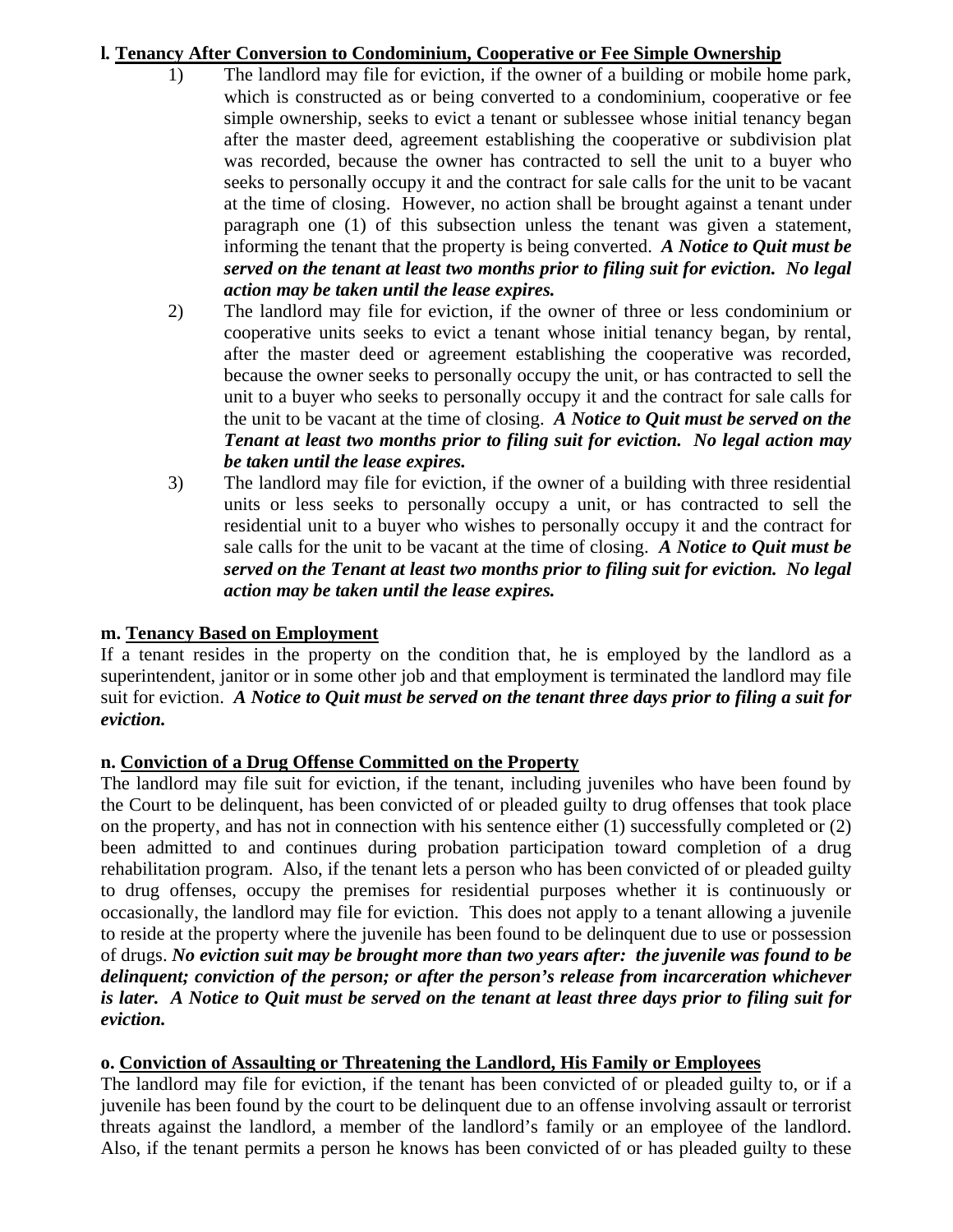**l. <u>Tenancy After Conversion to Condominium, Cooperative or Fee Simple Ownership</u>**

1) The landlord may file for eviction, if the owner of a building or mobile home park, which is constructed as or being converted to a condominium, cooperative or fee simple ownership, seeks to evict a tenant or sublessee whose initial tenancy began after the master deed, agreement establishing the cooperative or subdivision plat was recorded, because the owner has contracted to sell the unit to a buyer who seeks to personally occupy it and the contract for sale calls for the unit to be vacant at the time of closing. However, no action shall be brought against a tenant under paragraph one (1) of this subsection unless the tenant was given a statement, informing the tenant that the property is being converted. ***A Notice to Quit must be served on the tenant at least two months prior to filing suit for eviction. No legal action may be taken until the lease expires.***

2) The landlord may file for eviction, if the owner of three or less condominium or cooperative units seeks to evict a tenant whose initial tenancy began, by rental, after the master deed or agreement establishing the cooperative was recorded, because the owner seeks to personally occupy the unit, or has contracted to sell the unit to a buyer who seeks to personally occupy it and the contract for sale calls for the unit to be vacant at the time of closing. ***A Notice to Quit must be served on the Tenant at least two months prior to filing suit for eviction. No legal action may be taken until the lease expires.***

3) The landlord may file for eviction, if the owner of a building with three residential units or less seeks to personally occupy a unit, or has contracted to sell the residential unit to a buyer who wishes to personally occupy it and the contract for sale calls for the unit to be vacant at the time of closing. ***A Notice to Quit must be served on the Tenant at least two months prior to filing suit for eviction. No legal action may be taken until the lease expires.***

**m. <u>Tenancy Based on Employment</u>**

If a tenant resides in the property on the condition that, he is employed by the landlord as a superintendent, janitor or in some other job and that employment is terminated the landlord may file suit for eviction. ***A Notice to Quit must be served on the tenant three days prior to filing a suit for eviction.***

**n. <u>Conviction of a Drug Offense Committed on the Property</u>**

The landlord may file suit for eviction, if the tenant, including juveniles who have been found by the Court to be delinquent, has been convicted of or pleaded guilty to drug offenses that took place on the property, and has not in connection with his sentence either (1) successfully completed or (2) been admitted to and continues during probation participation toward completion of a drug rehabilitation program. Also, if the tenant lets a person who has been convicted of or pleaded guilty to drug offenses, occupy the premises for residential purposes whether it is continuously or occasionally, the landlord may file for eviction. This does not apply to a tenant allowing a juvenile to reside at the property where the juvenile has been found to be delinquent due to use or possession of drugs. ***No eviction suit may be brought more than two years after: the juvenile was found to be delinquent; conviction of the person; or after the person's release from incarceration whichever is later. A Notice to Quit must be served on the tenant at least three days prior to filing suit for eviction.***

**o. <u>Conviction of Assaulting or Threatening the Landlord, His Family or Employees</u>**

The landlord may file for eviction, if the tenant has been convicted of or pleaded guilty to, or if a juvenile has been found by the court to be delinquent due to an offense involving assault or terrorist threats against the landlord, a member of the landlord's family or an employee of the landlord. Also, if the tenant permits a person he knows has been convicted of or has pleaded guilty to these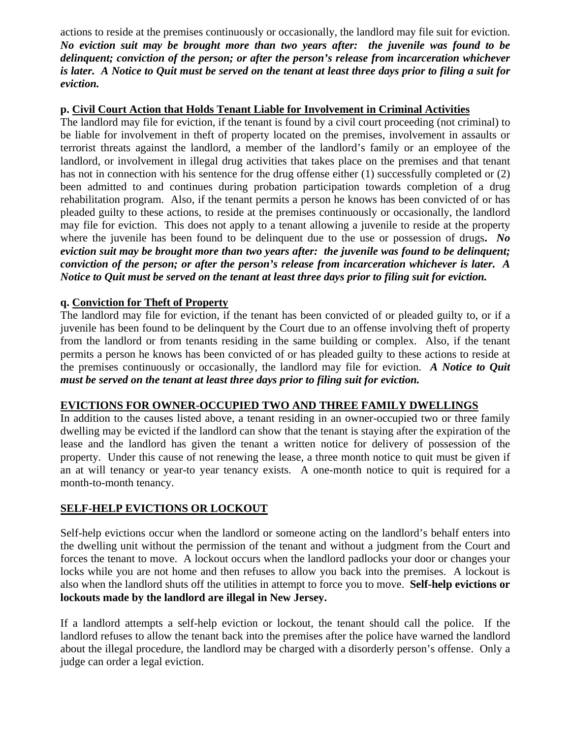actions to reside at the premises continuously or occasionally, the landlord may file suit for eviction. ***No eviction suit may be brought more than two years after: the juvenile was found to be delinquent; conviction of the person; or after the person's release from incarceration whichever is later. A Notice to Quit must be served on the tenant at least three days prior to filing a suit for eviction.***

**p. Civil Court Action that Holds Tenant Liable for Involvement in Criminal Activities**

The landlord may file for eviction, if the tenant is found by a civil court proceeding (not criminal) to be liable for involvement in theft of property located on the premises, involvement in assaults or terrorist threats against the landlord, a member of the landlord's family or an employee of the landlord, or involvement in illegal drug activities that takes place on the premises and that tenant has not in connection with his sentence for the drug offense either (1) successfully completed or (2) been admitted to and continues during probation participation towards completion of a drug rehabilitation program. Also, if the tenant permits a person he knows has been convicted of or has pleaded guilty to these actions, to reside at the premises continuously or occasionally, the landlord may file for eviction. This does not apply to a tenant allowing a juvenile to reside at the property where the juvenile has been found to be delinquent due to the use or possession of drugs**.** ***No eviction suit may be brought more than two years after: the juvenile was found to be delinquent; conviction of the person; or after the person's release from incarceration whichever is later. A Notice to Quit must be served on the tenant at least three days prior to filing suit for eviction.***

**q. Conviction for Theft of Property**

The landlord may file for eviction, if the tenant has been convicted of or pleaded guilty to, or if a juvenile has been found to be delinquent by the Court due to an offense involving theft of property from the landlord or from tenants residing in the same building or complex. Also, if the tenant permits a person he knows has been convicted of or has pleaded guilty to these actions to reside at the premises continuously or occasionally, the landlord may file for eviction. ***A Notice to Quit must be served on the tenant at least three days prior to filing suit for eviction.***

## EVICTIONS FOR OWNER-OCCUPIED TWO AND THREE FAMILY DWELLINGS

In addition to the causes listed above, a tenant residing in an owner-occupied two or three family dwelling may be evicted if the landlord can show that the tenant is staying after the expiration of the lease and the landlord has given the tenant a written notice for delivery of possession of the property. Under this cause of not renewing the lease, a three month notice to quit must be given if an at will tenancy or year-to year tenancy exists. A one-month notice to quit is required for a month-to-month tenancy.

## SELF-HELP EVICTIONS OR LOCKOUT

Self-help evictions occur when the landlord or someone acting on the landlord's behalf enters into the dwelling unit without the permission of the tenant and without a judgment from the Court and forces the tenant to move. A lockout occurs when the landlord padlocks your door or changes your locks while you are not home and then refuses to allow you back into the premises. A lockout is also when the landlord shuts off the utilities in attempt to force you to move. **Self-help evictions or lockouts made by the landlord are illegal in New Jersey.**

If a landlord attempts a self-help eviction or lockout, the tenant should call the police. If the landlord refuses to allow the tenant back into the premises after the police have warned the landlord about the illegal procedure, the landlord may be charged with a disorderly person's offense. Only a judge can order a legal eviction.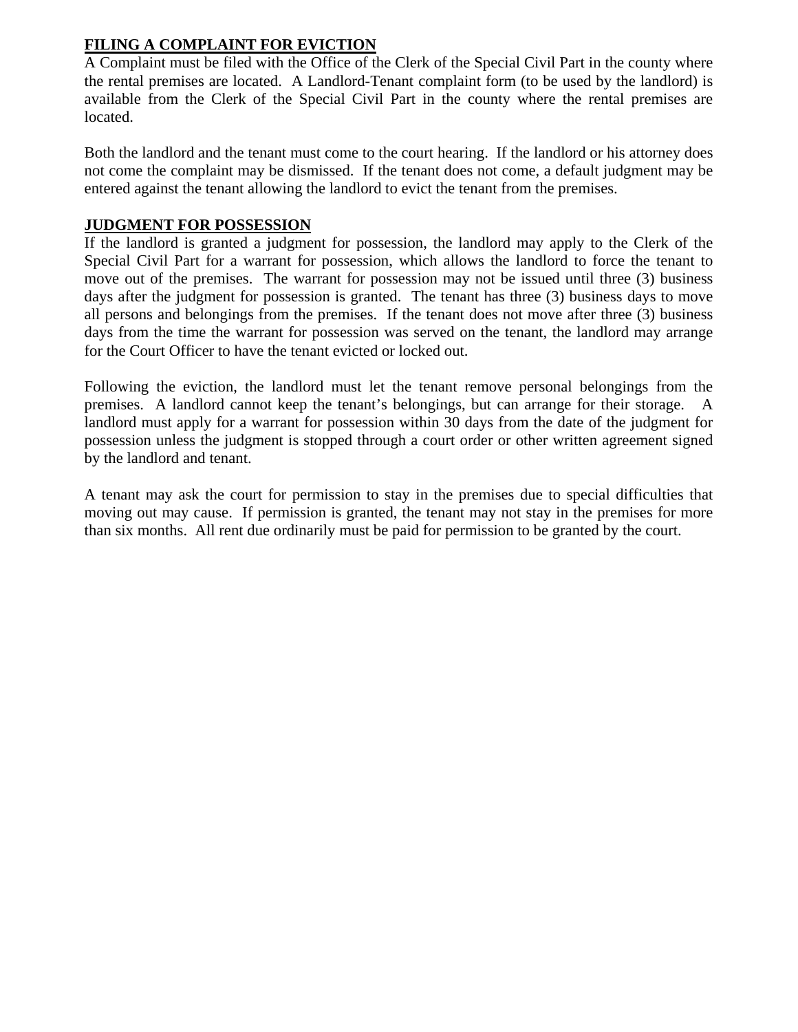## FILING A COMPLAINT FOR EVICTION

A Complaint must be filed with the Office of the Clerk of the Special Civil Part in the county where the rental premises are located. A Landlord-Tenant complaint form (to be used by the landlord) is available from the Clerk of the Special Civil Part in the county where the rental premises are located.

Both the landlord and the tenant must come to the court hearing. If the landlord or his attorney does not come the complaint may be dismissed. If the tenant does not come, a default judgment may be entered against the tenant allowing the landlord to evict the tenant from the premises.

## JUDGMENT FOR POSSESSION

If the landlord is granted a judgment for possession, the landlord may apply to the Clerk of the Special Civil Part for a warrant for possession, which allows the landlord to force the tenant to move out of the premises. The warrant for possession may not be issued until three (3) business days after the judgment for possession is granted. The tenant has three (3) business days to move all persons and belongings from the premises. If the tenant does not move after three (3) business days from the time the warrant for possession was served on the tenant, the landlord may arrange for the Court Officer to have the tenant evicted or locked out.

Following the eviction, the landlord must let the tenant remove personal belongings from the premises. A landlord cannot keep the tenant's belongings, but can arrange for their storage. A landlord must apply for a warrant for possession within 30 days from the date of the judgment for possession unless the judgment is stopped through a court order or other written agreement signed by the landlord and tenant.

A tenant may ask the court for permission to stay in the premises due to special difficulties that moving out may cause. If permission is granted, the tenant may not stay in the premises for more than six months. All rent due ordinarily must be paid for permission to be granted by the court.